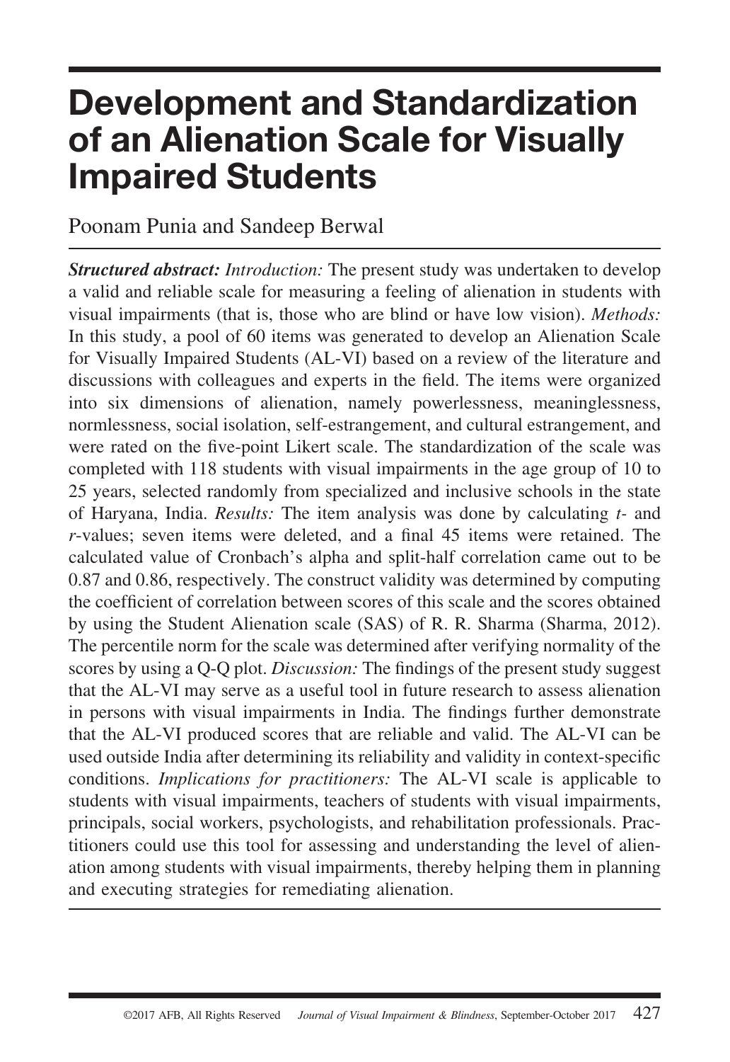# Development and Standardization of an Alienation Scale for Visually Impaired Students

Poonam Punia and Sandeep Berwal

***Structured abstract:*** *Introduction:* The present study was undertaken to develop a valid and reliable scale for measuring a feeling of alienation in students with visual impairments (that is, those who are blind or have low vision). *Methods:* In this study, a pool of 60 items was generated to develop an Alienation Scale for Visually Impaired Students (AL-VI) based on a review of the literature and discussions with colleagues and experts in the field. The items were organized into six dimensions of alienation, namely powerlessness, meaninglessness, normlessness, social isolation, self-estrangement, and cultural estrangement, and were rated on the five-point Likert scale. The standardization of the scale was completed with 118 students with visual impairments in the age group of 10 to 25 years, selected randomly from specialized and inclusive schools in the state of Haryana, India. *Results:* The item analysis was done by calculating *t*- and *r*-values; seven items were deleted, and a final 45 items were retained. The calculated value of Cronbach's alpha and split-half correlation came out to be 0.87 and 0.86, respectively. The construct validity was determined by computing the coefficient of correlation between scores of this scale and the scores obtained by using the Student Alienation scale (SAS) of R. R. Sharma (Sharma, 2012). The percentile norm for the scale was determined after verifying normality of the scores by using a Q-Q plot. *Discussion:* The findings of the present study suggest that the AL-VI may serve as a useful tool in future research to assess alienation in persons with visual impairments in India. The findings further demonstrate that the AL-VI produced scores that are reliable and valid. The AL-VI can be used outside India after determining its reliability and validity in context-specific conditions. *Implications for practitioners:* The AL-VI scale is applicable to students with visual impairments, teachers of students with visual impairments, principals, social workers, psychologists, and rehabilitation professionals. Practitioners could use this tool for assessing and understanding the level of alienation among students with visual impairments, thereby helping them in planning and executing strategies for remediating alienation.

©2017 AFB, All Rights Reserved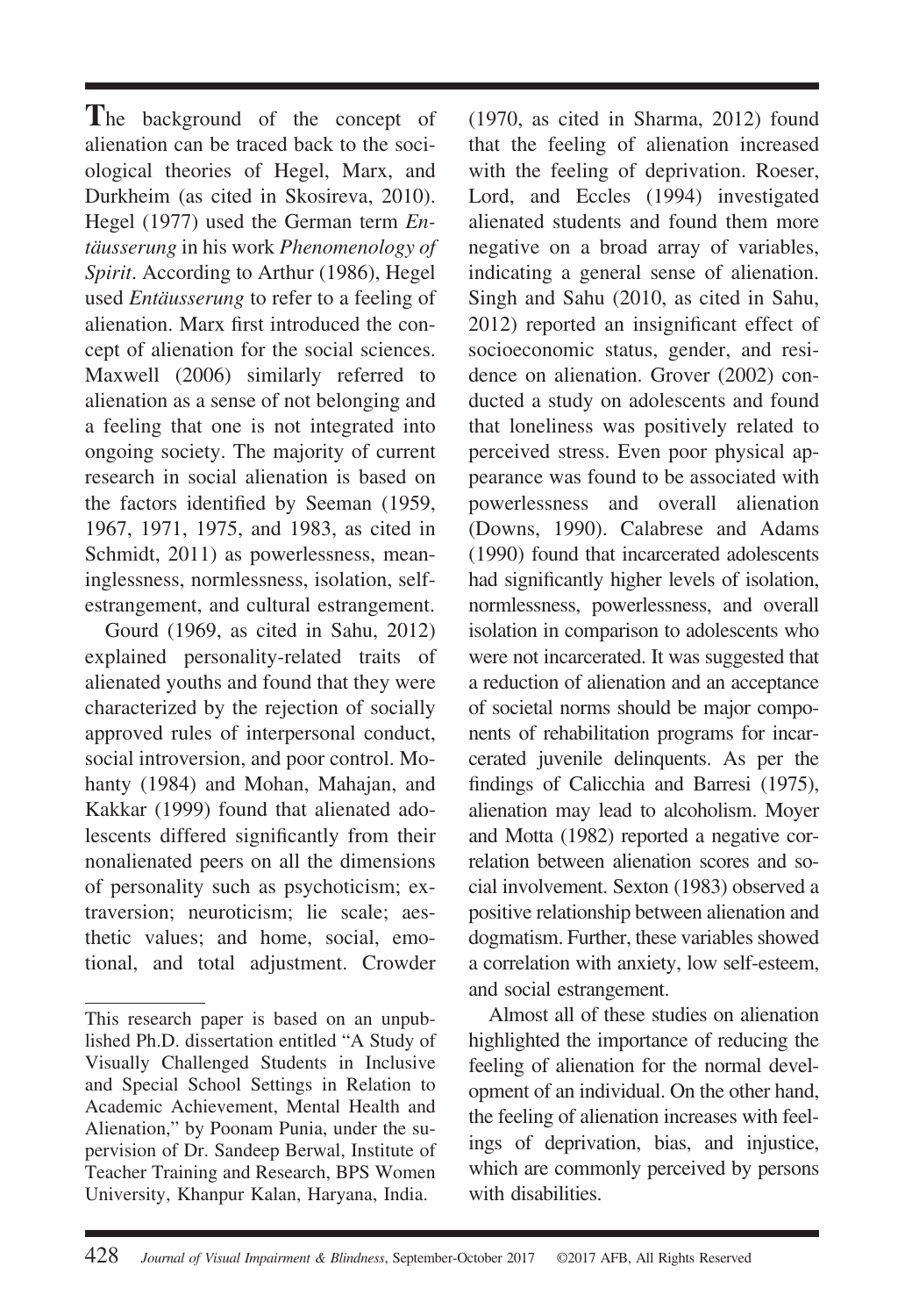The background of the concept of alienation can be traced back to the sociological theories of Hegel, Marx, and Durkheim (as cited in Skosireva, 2010). Hegel (1977) used the German term *Entäusserung* in his work *Phenomenology of Spirit*. According to Arthur (1986), Hegel used *Entäusserung* to refer to a feeling of alienation. Marx first introduced the concept of alienation for the social sciences. Maxwell (2006) similarly referred to alienation as a sense of not belonging and a feeling that one is not integrated into ongoing society. The majority of current research in social alienation is based on the factors identified by Seeman (1959, 1967, 1971, 1975, and 1983, as cited in Schmidt, 2011) as powerlessness, meaninglessness, normlessness, isolation, self-estrangement, and cultural estrangement.

Gourd (1969, as cited in Sahu, 2012) explained personality-related traits of alienated youths and found that they were characterized by the rejection of socially approved rules of interpersonal conduct, social introversion, and poor control. Mohanty (1984) and Mohan, Mahajan, and Kakkar (1999) found that alienated adolescents differed significantly from their nonalienated peers on all the dimensions of personality such as psychoticism; extraversion; neuroticism; lie scale; aesthetic values; and home, social, emotional, and total adjustment. Crowder (1970, as cited in Sharma, 2012) found that the feeling of alienation increased with the feeling of deprivation. Roeser, Lord, and Eccles (1994) investigated alienated students and found them more negative on a broad array of variables, indicating a general sense of alienation. Singh and Sahu (2010, as cited in Sahu, 2012) reported an insignificant effect of socioeconomic status, gender, and residence on alienation. Grover (2002) conducted a study on adolescents and found that loneliness was positively related to perceived stress. Even poor physical appearance was found to be associated with powerlessness and overall alienation (Downs, 1990). Calabrese and Adams (1990) found that incarcerated adolescents had significantly higher levels of isolation, normlessness, powerlessness, and overall isolation in comparison to adolescents who were not incarcerated. It was suggested that a reduction of alienation and an acceptance of societal norms should be major components of rehabilitation programs for incarcerated juvenile delinquents. As per the findings of Calicchia and Barresi (1975), alienation may lead to alcoholism. Moyer and Motta (1982) reported a negative correlation between alienation scores and social involvement. Sexton (1983) observed a positive relationship between alienation and dogmatism. Further, these variables showed a correlation with anxiety, low self-esteem, and social estrangement.

Almost all of these studies on alienation highlighted the importance of reducing the feeling of alienation for the normal development of an individual. On the other hand, the feeling of alienation increases with feelings of deprivation, bias, and injustice, which are commonly perceived by persons with disabilities.

---

This research paper is based on an unpublished Ph.D. dissertation entitled "A Study of Visually Challenged Students in Inclusive and Special School Settings in Relation to Academic Achievement, Mental Health and Alienation," by Poonam Punia, under the supervision of Dr. Sandeep Berwal, Institute of Teacher Training and Research, BPS Women University, Khanpur Kalan, Haryana, India.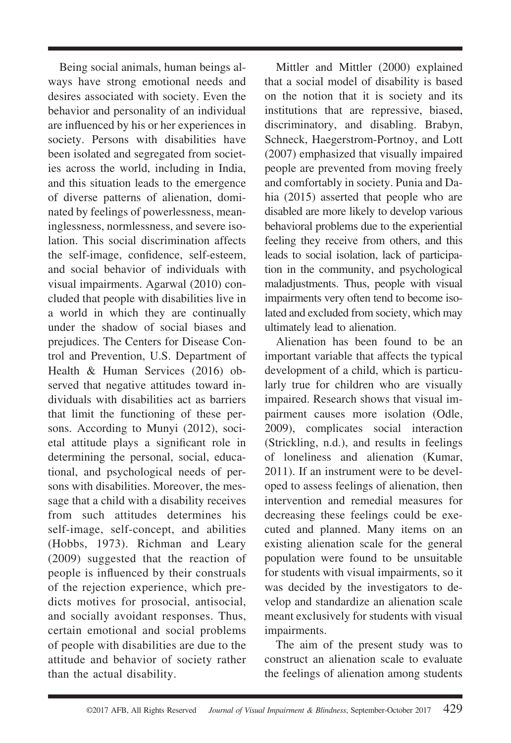Being social animals, human beings always have strong emotional needs and desires associated with society. Even the behavior and personality of an individual are influenced by his or her experiences in society. Persons with disabilities have been isolated and segregated from societies across the world, including in India, and this situation leads to the emergence of diverse patterns of alienation, dominated by feelings of powerlessness, meaninglessness, normlessness, and severe isolation. This social discrimination affects the self-image, confidence, self-esteem, and social behavior of individuals with visual impairments. Agarwal (2010) concluded that people with disabilities live in a world in which they are continually under the shadow of social biases and prejudices. The Centers for Disease Control and Prevention, U.S. Department of Health & Human Services (2016) observed that negative attitudes toward individuals with disabilities act as barriers that limit the functioning of these persons. According to Munyi (2012), societal attitude plays a significant role in determining the personal, social, educational, and psychological needs of persons with disabilities. Moreover, the message that a child with a disability receives from such attitudes determines his self-image, self-concept, and abilities (Hobbs, 1973). Richman and Leary (2009) suggested that the reaction of people is influenced by their construals of the rejection experience, which predicts motives for prosocial, antisocial, and socially avoidant responses. Thus, certain emotional and social problems of people with disabilities are due to the attitude and behavior of society rather than the actual disability.

Mittler and Mittler (2000) explained that a social model of disability is based on the notion that it is society and its institutions that are repressive, biased, discriminatory, and disabling. Brabyn, Schneck, Haegerstrom-Portnoy, and Lott (2007) emphasized that visually impaired people are prevented from moving freely and comfortably in society. Punia and Dahia (2015) asserted that people who are disabled are more likely to develop various behavioral problems due to the experiential feeling they receive from others, and this leads to social isolation, lack of participation in the community, and psychological maladjustments. Thus, people with visual impairments very often tend to become isolated and excluded from society, which may ultimately lead to alienation.

Alienation has been found to be an important variable that affects the typical development of a child, which is particularly true for children who are visually impaired. Research shows that visual impairment causes more isolation (Odle, 2009), complicates social interaction (Strickling, n.d.), and results in feelings of loneliness and alienation (Kumar, 2011). If an instrument were to be developed to assess feelings of alienation, then intervention and remedial measures for decreasing these feelings could be executed and planned. Many items on an existing alienation scale for the general population were found to be unsuitable for students with visual impairments, so it was decided by the investigators to develop and standardize an alienation scale meant exclusively for students with visual impairments.

The aim of the present study was to construct an alienation scale to evaluate the feelings of alienation among students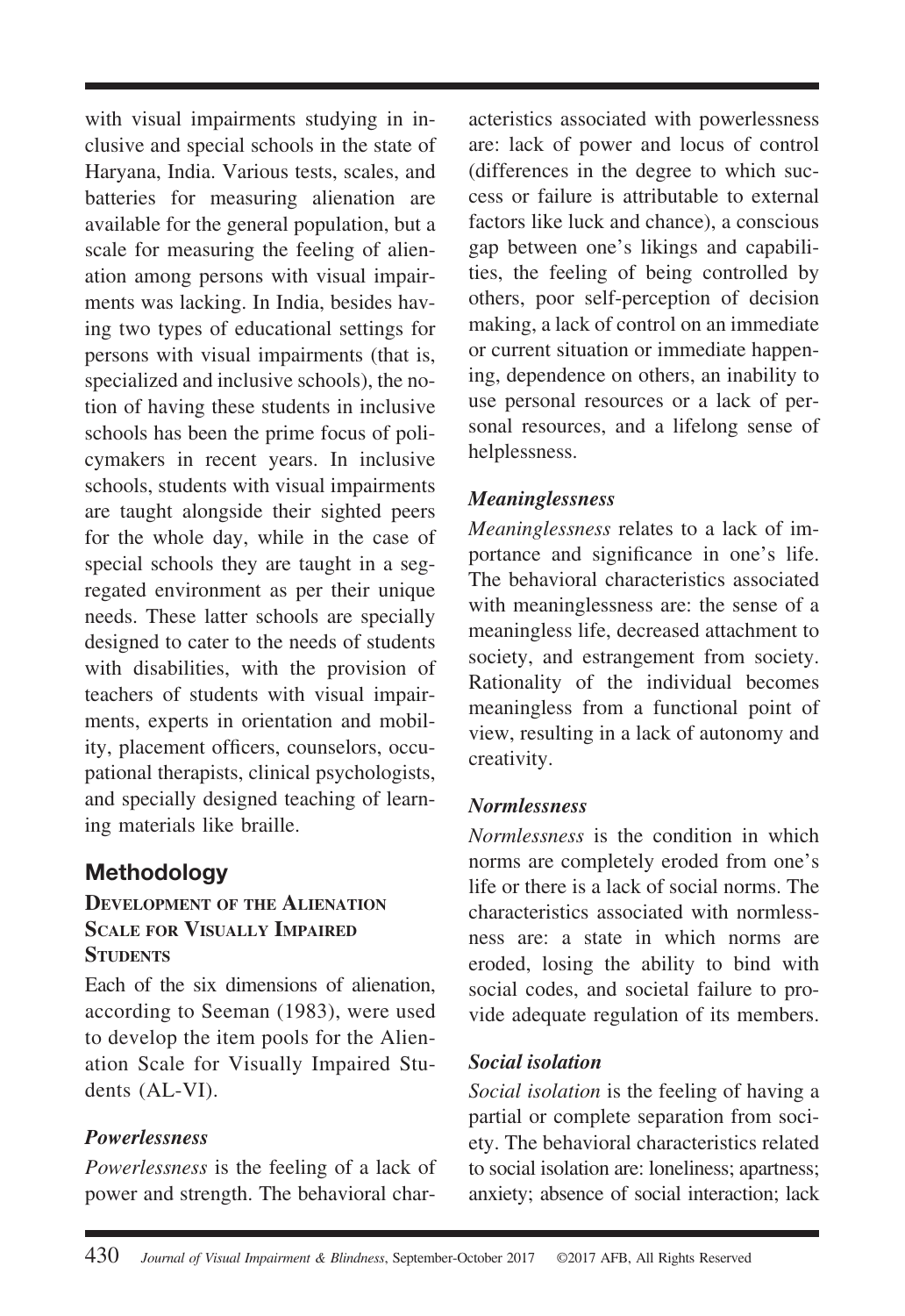with visual impairments studying in inclusive and special schools in the state of Haryana, India. Various tests, scales, and batteries for measuring alienation are available for the general population, but a scale for measuring the feeling of alienation among persons with visual impairments was lacking. In India, besides having two types of educational settings for persons with visual impairments (that is, specialized and inclusive schools), the notion of having these students in inclusive schools has been the prime focus of policymakers in recent years. In inclusive schools, students with visual impairments are taught alongside their sighted peers for the whole day, while in the case of special schools they are taught in a segregated environment as per their unique needs. These latter schools are specially designed to cater to the needs of students with disabilities, with the provision of teachers of students with visual impairments, experts in orientation and mobility, placement officers, counselors, occupational therapists, clinical psychologists, and specially designed teaching of learning materials like braille.

## Methodology

### Development of the Alienation Scale for Visually Impaired Students

Each of the six dimensions of alienation, according to Seeman (1983), were used to develop the item pools for the Alienation Scale for Visually Impaired Students (AL-VI).

#### *Powerlessness*

*Powerlessness* is the feeling of a lack of power and strength. The behavioral characteristics associated with powerlessness are: lack of power and locus of control (differences in the degree to which success or failure is attributable to external factors like luck and chance), a conscious gap between one's likings and capabilities, the feeling of being controlled by others, poor self-perception of decision making, a lack of control on an immediate or current situation or immediate happening, dependence on others, an inability to use personal resources or a lack of personal resources, and a lifelong sense of helplessness.

#### *Meaninglessness*

*Meaninglessness* relates to a lack of importance and significance in one's life. The behavioral characteristics associated with meaninglessness are: the sense of a meaningless life, decreased attachment to society, and estrangement from society. Rationality of the individual becomes meaningless from a functional point of view, resulting in a lack of autonomy and creativity.

#### *Normlessness*

*Normlessness* is the condition in which norms are completely eroded from one's life or there is a lack of social norms. The characteristics associated with normlessness are: a state in which norms are eroded, losing the ability to bind with social codes, and societal failure to provide adequate regulation of its members.

#### *Social isolation*

*Social isolation* is the feeling of having a partial or complete separation from society. The behavioral characteristics related to social isolation are: loneliness; apartness; anxiety; absence of social interaction; lack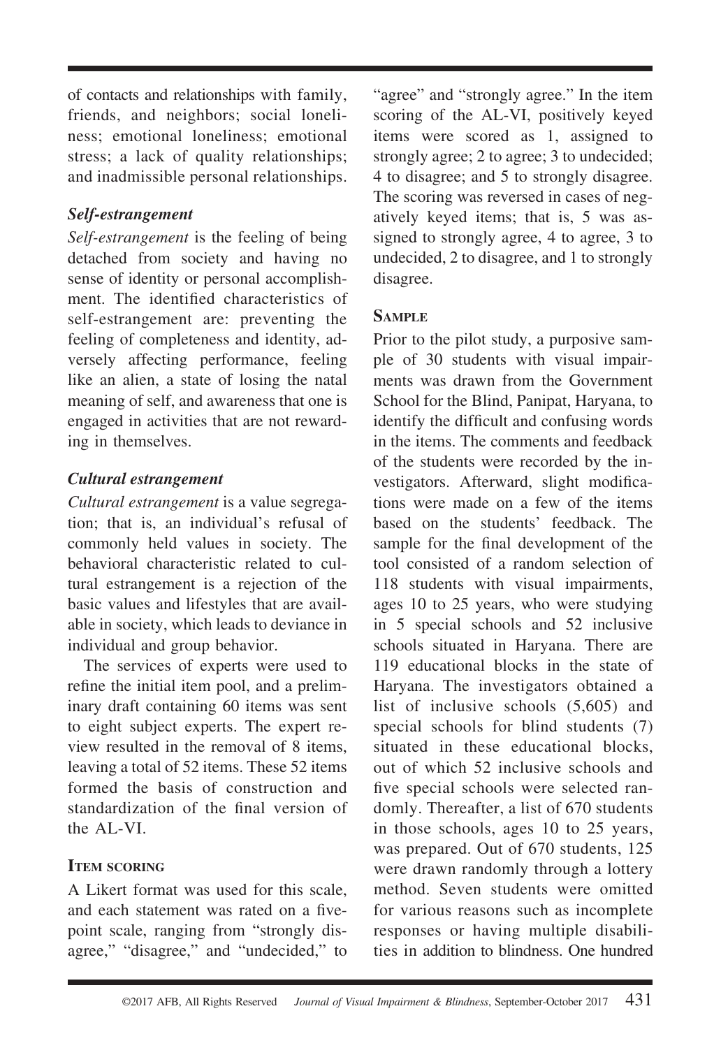of contacts and relationships with family, friends, and neighbors; social loneliness; emotional loneliness; emotional stress; a lack of quality relationships; and inadmissible personal relationships.

### *Self-estrangement*

*Self-estrangement* is the feeling of being detached from society and having no sense of identity or personal accomplishment. The identified characteristics of self-estrangement are: preventing the feeling of completeness and identity, adversely affecting performance, feeling like an alien, a state of losing the natal meaning of self, and awareness that one is engaged in activities that are not rewarding in themselves.

### *Cultural estrangement*

*Cultural estrangement* is a value segregation; that is, an individual's refusal of commonly held values in society. The behavioral characteristic related to cultural estrangement is a rejection of the basic values and lifestyles that are available in society, which leads to deviance in individual and group behavior.

The services of experts were used to refine the initial item pool, and a preliminary draft containing 60 items was sent to eight subject experts. The expert review resulted in the removal of 8 items, leaving a total of 52 items. These 52 items formed the basis of construction and standardization of the final version of the AL-VI.

## Item scoring

A Likert format was used for this scale, and each statement was rated on a five-point scale, ranging from "strongly disagree," "disagree," and "undecided," to "agree" and "strongly agree." In the item scoring of the AL-VI, positively keyed items were scored as 1, assigned to strongly agree; 2 to agree; 3 to undecided; 4 to disagree; and 5 to strongly disagree. The scoring was reversed in cases of negatively keyed items; that is, 5 was assigned to strongly agree, 4 to agree, 3 to undecided, 2 to disagree, and 1 to strongly disagree.

## Sample

Prior to the pilot study, a purposive sample of 30 students with visual impairments was drawn from the Government School for the Blind, Panipat, Haryana, to identify the difficult and confusing words in the items. The comments and feedback of the students were recorded by the investigators. Afterward, slight modifications were made on a few of the items based on the students' feedback. The sample for the final development of the tool consisted of a random selection of 118 students with visual impairments, ages 10 to 25 years, who were studying in 5 special schools and 52 inclusive schools situated in Haryana. There are 119 educational blocks in the state of Haryana. The investigators obtained a list of inclusive schools (5,605) and special schools for blind students (7) situated in these educational blocks, out of which 52 inclusive schools and five special schools were selected randomly. Thereafter, a list of 670 students in those schools, ages 10 to 25 years, was prepared. Out of 670 students, 125 were drawn randomly through a lottery method. Seven students were omitted for various reasons such as incomplete responses or having multiple disabilities in addition to blindness. One hundred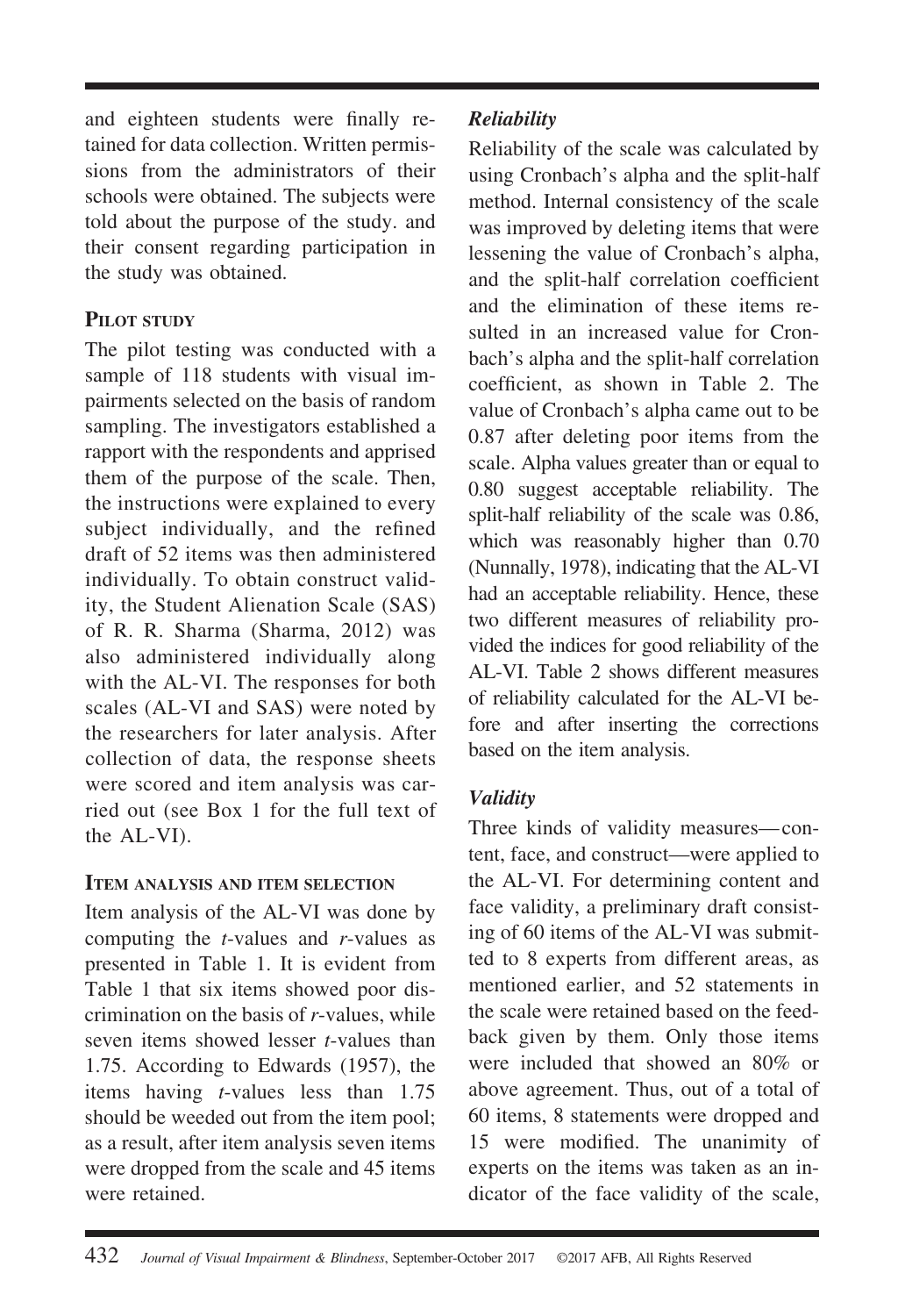and eighteen students were finally retained for data collection. Written permissions from the administrators of their schools were obtained. The subjects were told about the purpose of the study. and their consent regarding participation in the study was obtained.

## Pilot study

The pilot testing was conducted with a sample of 118 students with visual impairments selected on the basis of random sampling. The investigators established a rapport with the respondents and apprised them of the purpose of the scale. Then, the instructions were explained to every subject individually, and the refined draft of 52 items was then administered individually. To obtain construct validity, the Student Alienation Scale (SAS) of R. R. Sharma (Sharma, 2012) was also administered individually along with the AL-VI. The responses for both scales (AL-VI and SAS) were noted by the researchers for later analysis. After collection of data, the response sheets were scored and item analysis was carried out (see Box 1 for the full text of the AL-VI).

## Item analysis and item selection

Item analysis of the AL-VI was done by computing the *t*-values and *r*-values as presented in Table 1. It is evident from Table 1 that six items showed poor discrimination on the basis of *r*-values, while seven items showed lesser *t*-values than 1.75. According to Edwards (1957), the items having *t*-values less than 1.75 should be weeded out from the item pool; as a result, after item analysis seven items were dropped from the scale and 45 items were retained.

### *Reliability*

Reliability of the scale was calculated by using Cronbach's alpha and the split-half method. Internal consistency of the scale was improved by deleting items that were lessening the value of Cronbach's alpha, and the split-half correlation coefficient and the elimination of these items resulted in an increased value for Cronbach's alpha and the split-half correlation coefficient, as shown in Table 2. The value of Cronbach's alpha came out to be 0.87 after deleting poor items from the scale. Alpha values greater than or equal to 0.80 suggest acceptable reliability. The split-half reliability of the scale was 0.86, which was reasonably higher than 0.70 (Nunnally, 1978), indicating that the AL-VI had an acceptable reliability. Hence, these two different measures of reliability provided the indices for good reliability of the AL-VI. Table 2 shows different measures of reliability calculated for the AL-VI before and after inserting the corrections based on the item analysis.

### *Validity*

Three kinds of validity measures—content, face, and construct—were applied to the AL-VI. For determining content and face validity, a preliminary draft consisting of 60 items of the AL-VI was submitted to 8 experts from different areas, as mentioned earlier, and 52 statements in the scale were retained based on the feedback given by them. Only those items were included that showed an 80% or above agreement. Thus, out of a total of 60 items, 8 statements were dropped and 15 were modified. The unanimity of experts on the items was taken as an indicator of the face validity of the scale,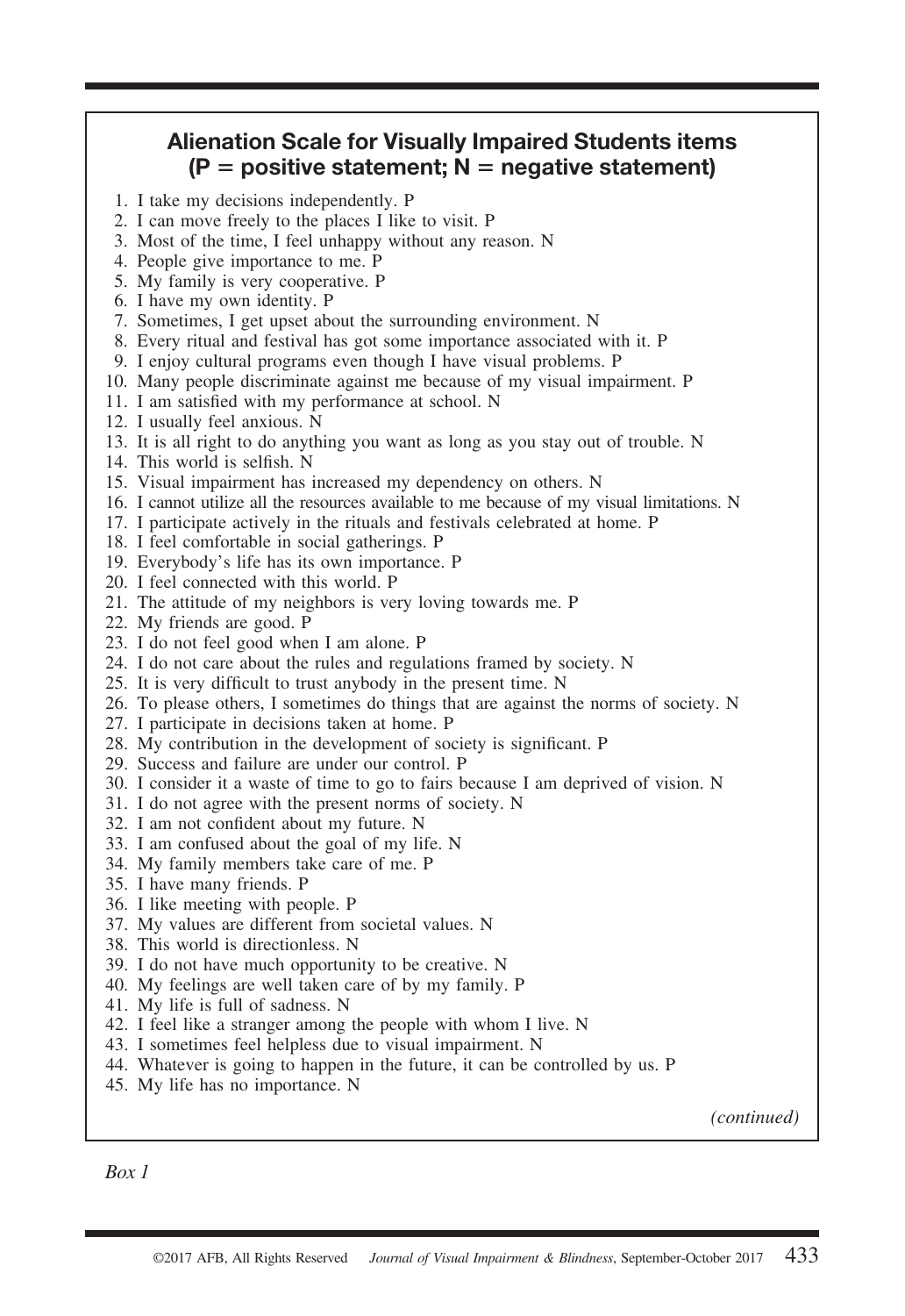## Alienation Scale for Visually Impaired Students items (P = positive statement; N = negative statement)

1. I take my decisions independently. P
2. I can move freely to the places I like to visit. P
3. Most of the time, I feel unhappy without any reason. N
4. People give importance to me. P
5. My family is very cooperative. P
6. I have my own identity. P
7. Sometimes, I get upset about the surrounding environment. N
8. Every ritual and festival has got some importance associated with it. P
9. I enjoy cultural programs even though I have visual problems. P
10. Many people discriminate against me because of my visual impairment. P
11. I am satisfied with my performance at school. N
12. I usually feel anxious. N
13. It is all right to do anything you want as long as you stay out of trouble. N
14. This world is selfish. N
15. Visual impairment has increased my dependency on others. N
16. I cannot utilize all the resources available to me because of my visual limitations. N
17. I participate actively in the rituals and festivals celebrated at home. P
18. I feel comfortable in social gatherings. P
19. Everybody's life has its own importance. P
20. I feel connected with this world. P
21. The attitude of my neighbors is very loving towards me. P
22. My friends are good. P
23. I do not feel good when I am alone. P
24. I do not care about the rules and regulations framed by society. N
25. It is very difficult to trust anybody in the present time. N
26. To please others, I sometimes do things that are against the norms of society. N
27. I participate in decisions taken at home. P
28. My contribution in the development of society is significant. P
29. Success and failure are under our control. P
30. I consider it a waste of time to go to fairs because I am deprived of vision. N
31. I do not agree with the present norms of society. N
32. I am not confident about my future. N
33. I am confused about the goal of my life. N
34. My family members take care of me. P
35. I have many friends. P
36. I like meeting with people. P
37. My values are different from societal values. N
38. This world is directionless. N
39. I do not have much opportunity to be creative. N
40. My feelings are well taken care of by my family. P
41. My life is full of sadness. N
42. I feel like a stranger among the people with whom I live. N
43. I sometimes feel helpless due to visual impairment. N
44. Whatever is going to happen in the future, it can be controlled by us. P
45. My life has no importance. N

*(continued)*

*Box 1*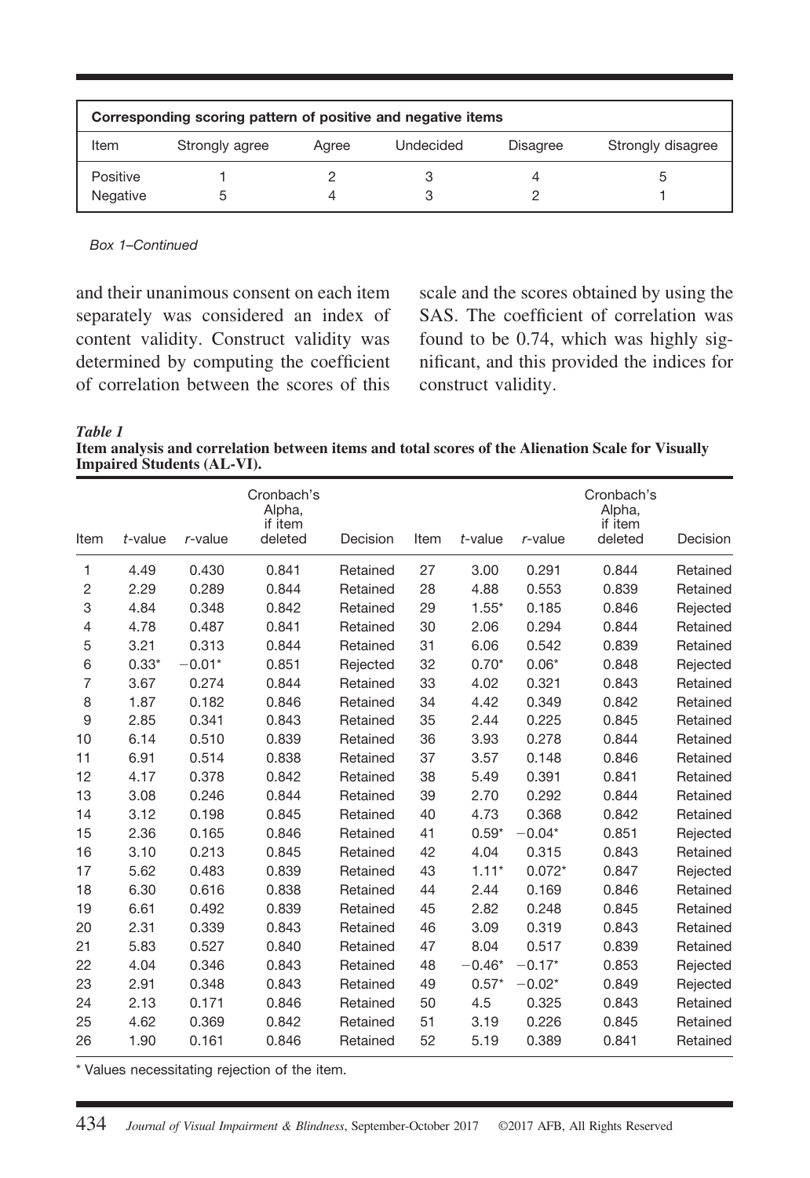| Corresponding scoring pattern of positive and negative items | | | | | |
|---|---|---|---|---|---|
| Item | Strongly agree | Agree | Undecided | Disagree | Strongly disagree |
| Positive | 1 | 2 | 3 | 4 | 5 |
| Negative | 5 | 4 | 3 | 2 | 1 |

*Box 1–Continued*

and their unanimous consent on each item separately was considered an index of content validity. Construct validity was determined by computing the coefficient of correlation between the scores of this scale and the scores obtained by using the SAS. The coefficient of correlation was found to be 0.74, which was highly significant, and this provided the indices for construct validity.

***Table 1***
**Item analysis and correlation between items and total scores of the Alienation Scale for Visually Impaired Students (AL-VI).**

| Item | *t*-value | *r*-value | Cronbach's Alpha, if item deleted | Decision | Item | *t*-value | *r*-value | Cronbach's Alpha, if item deleted | Decision |
|---|---|---|---|---|---|---|---|---|---|
| 1 | 4.49 | 0.430 | 0.841 | Retained | 27 | 3.00 | 0.291 | 0.844 | Retained |
| 2 | 2.29 | 0.289 | 0.844 | Retained | 28 | 4.88 | 0.553 | 0.839 | Retained |
| 3 | 4.84 | 0.348 | 0.842 | Retained | 29 | 1.55* | 0.185 | 0.846 | Rejected |
| 4 | 4.78 | 0.487 | 0.841 | Retained | 30 | 2.06 | 0.294 | 0.844 | Retained |
| 5 | 3.21 | 0.313 | 0.844 | Retained | 31 | 6.06 | 0.542 | 0.839 | Retained |
| 6 | 0.33* | −0.01* | 0.851 | Rejected | 32 | 0.70* | 0.06* | 0.848 | Rejected |
| 7 | 3.67 | 0.274 | 0.844 | Retained | 33 | 4.02 | 0.321 | 0.843 | Retained |
| 8 | 1.87 | 0.182 | 0.846 | Retained | 34 | 4.42 | 0.349 | 0.842 | Retained |
| 9 | 2.85 | 0.341 | 0.843 | Retained | 35 | 2.44 | 0.225 | 0.845 | Retained |
| 10 | 6.14 | 0.510 | 0.839 | Retained | 36 | 3.93 | 0.278 | 0.844 | Retained |
| 11 | 6.91 | 0.514 | 0.838 | Retained | 37 | 3.57 | 0.148 | 0.846 | Retained |
| 12 | 4.17 | 0.378 | 0.842 | Retained | 38 | 5.49 | 0.391 | 0.841 | Retained |
| 13 | 3.08 | 0.246 | 0.844 | Retained | 39 | 2.70 | 0.292 | 0.844 | Retained |
| 14 | 3.12 | 0.198 | 0.845 | Retained | 40 | 4.73 | 0.368 | 0.842 | Retained |
| 15 | 2.36 | 0.165 | 0.846 | Retained | 41 | 0.59* | −0.04* | 0.851 | Rejected |
| 16 | 3.10 | 0.213 | 0.845 | Retained | 42 | 4.04 | 0.315 | 0.843 | Retained |
| 17 | 5.62 | 0.483 | 0.839 | Retained | 43 | 1.11* | 0.072* | 0.847 | Rejected |
| 18 | 6.30 | 0.616 | 0.838 | Retained | 44 | 2.44 | 0.169 | 0.846 | Retained |
| 19 | 6.61 | 0.492 | 0.839 | Retained | 45 | 2.82 | 0.248 | 0.845 | Retained |
| 20 | 2.31 | 0.339 | 0.843 | Retained | 46 | 3.09 | 0.319 | 0.843 | Retained |
| 21 | 5.83 | 0.527 | 0.840 | Retained | 47 | 8.04 | 0.517 | 0.839 | Retained |
| 22 | 4.04 | 0.346 | 0.843 | Retained | 48 | −0.46* | −0.17* | 0.853 | Rejected |
| 23 | 2.91 | 0.348 | 0.843 | Retained | 49 | 0.57* | −0.02* | 0.849 | Rejected |
| 24 | 2.13 | 0.171 | 0.846 | Retained | 50 | 4.5 | 0.325 | 0.843 | Retained |
| 25 | 4.62 | 0.369 | 0.842 | Retained | 51 | 3.19 | 0.226 | 0.845 | Retained |
| 26 | 1.90 | 0.161 | 0.846 | Retained | 52 | 5.19 | 0.389 | 0.841 | Retained |

\* Values necessitating rejection of the item.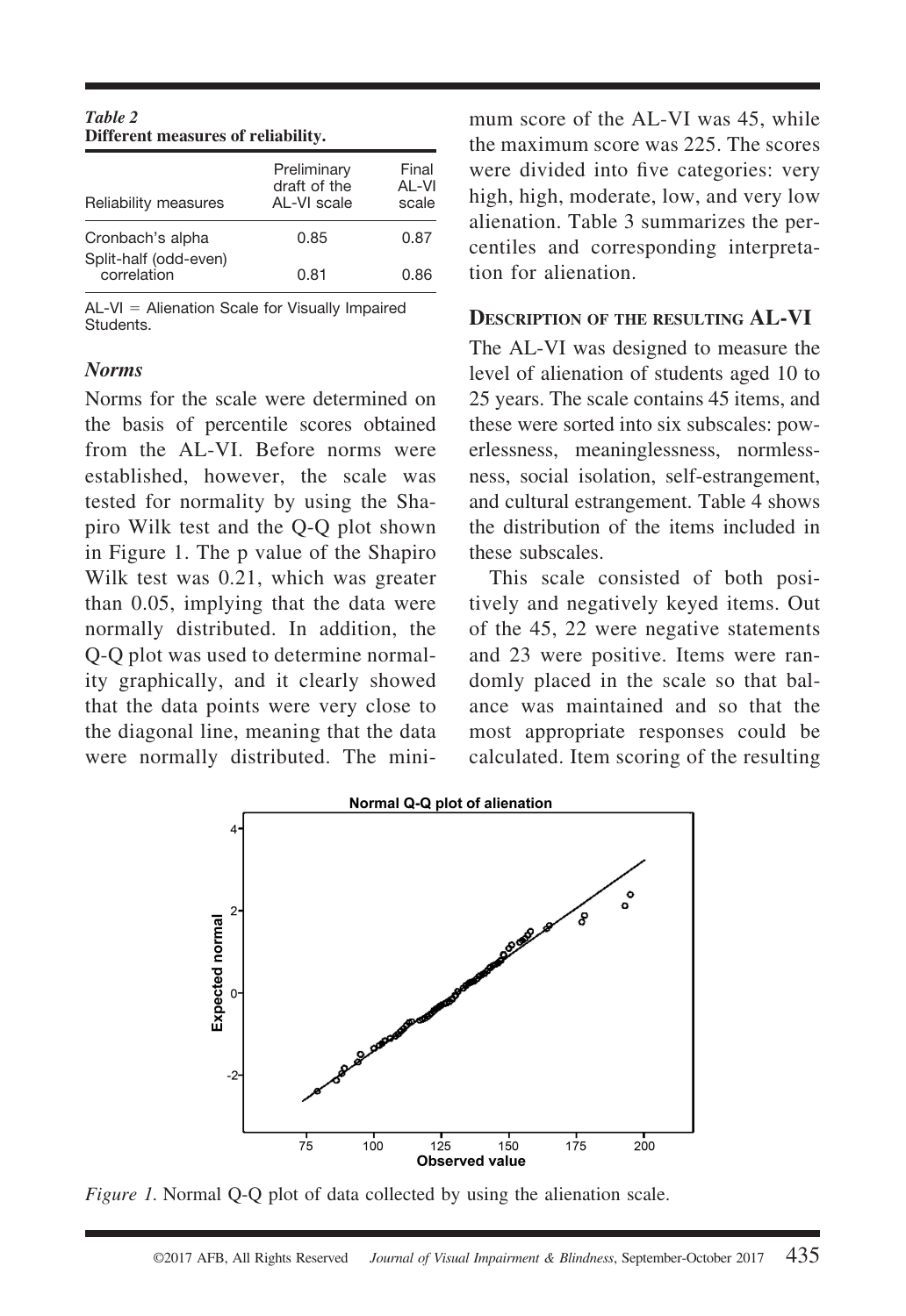*Table 2*
**Different measures of reliability.**

| Reliability measures | Preliminary draft of the AL-VI scale | Final AL-VI scale |
|---|---|---|
| Cronbach's alpha | 0.85 | 0.87 |
| Split-half (odd-even) correlation | 0.81 | 0.86 |

AL-VI = Alienation Scale for Visually Impaired Students.

### *Norms*

Norms for the scale were determined on the basis of percentile scores obtained from the AL-VI. Before norms were established, however, the scale was tested for normality by using the Shapiro Wilk test and the Q-Q plot shown in Figure 1. The p value of the Shapiro Wilk test was 0.21, which was greater than 0.05, implying that the data were normally distributed. In addition, the Q-Q plot was used to determine normality graphically, and it clearly showed that the data points were very close to the diagonal line, meaning that the data were normally distributed. The minimum score of the AL-VI was 45, while the maximum score was 225. The scores were divided into five categories: very high, high, moderate, low, and very low alienation. Table 3 summarizes the percentiles and corresponding interpretation for alienation.

## Description of the resulting AL-VI

The AL-VI was designed to measure the level of alienation of students aged 10 to 25 years. The scale contains 45 items, and these were sorted into six subscales: powerlessness, meaninglessness, normlessness, social isolation, self-estrangement, and cultural estrangement. Table 4 shows the distribution of the items included in these subscales.

This scale consisted of both positively and negatively keyed items. Out of the 45, 22 were negative statements and 23 were positive. Items were randomly placed in the scale so that balance was maintained and so that the most appropriate responses could be calculated. Item scoring of the resulting

Normal Q-Q plot of alienation

Expected normal

4
2
0
-2

75
100
125
150
175
200

Observed value

*Figure 1.* Normal Q-Q plot of data collected by using the alienation scale.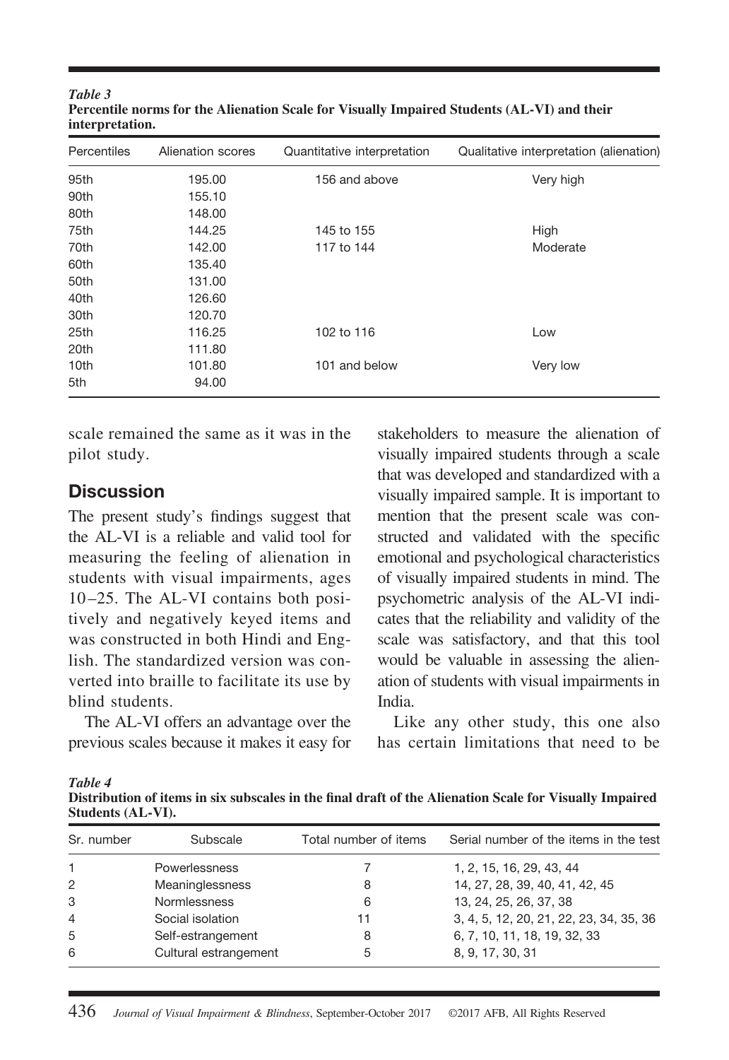*Table 3*
**Percentile norms for the Alienation Scale for Visually Impaired Students (AL-VI) and their interpretation.**

| Percentiles | Alienation scores | Quantitative interpretation | Qualitative interpretation (alienation) |
|---|---|---|---|
| 95th | 195.00 | 156 and above | Very high |
| 90th | 155.10 | | |
| 80th | 148.00 | | |
| 75th | 144.25 | 145 to 155 | High |
| 70th | 142.00 | 117 to 144 | Moderate |
| 60th | 135.40 | | |
| 50th | 131.00 | | |
| 40th | 126.60 | | |
| 30th | 120.70 | | |
| 25th | 116.25 | 102 to 116 | Low |
| 20th | 111.80 | | |
| 10th | 101.80 | 101 and below | Very low |
| 5th | 94.00 | | |

scale remained the same as it was in the pilot study.

## Discussion

The present study's findings suggest that the AL-VI is a reliable and valid tool for measuring the feeling of alienation in students with visual impairments, ages 10–25. The AL-VI contains both positively and negatively keyed items and was constructed in both Hindi and English. The standardized version was converted into braille to facilitate its use by blind students.

The AL-VI offers an advantage over the previous scales because it makes it easy for stakeholders to measure the alienation of visually impaired students through a scale that was developed and standardized with a visually impaired sample. It is important to mention that the present scale was constructed and validated with the specific emotional and psychological characteristics of visually impaired students in mind. The psychometric analysis of the AL-VI indicates that the reliability and validity of the scale was satisfactory, and that this tool would be valuable in assessing the alienation of students with visual impairments in India.

Like any other study, this one also has certain limitations that need to be

*Table 4*
**Distribution of items in six subscales in the final draft of the Alienation Scale for Visually Impaired Students (AL-VI).**

| Sr. number | Subscale | Total number of items | Serial number of the items in the test |
|---|---|---|---|
| 1 | Powerlessness | 7 | 1, 2, 15, 16, 29, 43, 44 |
| 2 | Meaninglessness | 8 | 14, 27, 28, 39, 40, 41, 42, 45 |
| 3 | Normlessness | 6 | 13, 24, 25, 26, 37, 38 |
| 4 | Social isolation | 11 | 3, 4, 5, 12, 20, 21, 22, 23, 34, 35, 36 |
| 5 | Self-estrangement | 8 | 6, 7, 10, 11, 18, 19, 32, 33 |
| 6 | Cultural estrangement | 5 | 8, 9, 17, 30, 31 |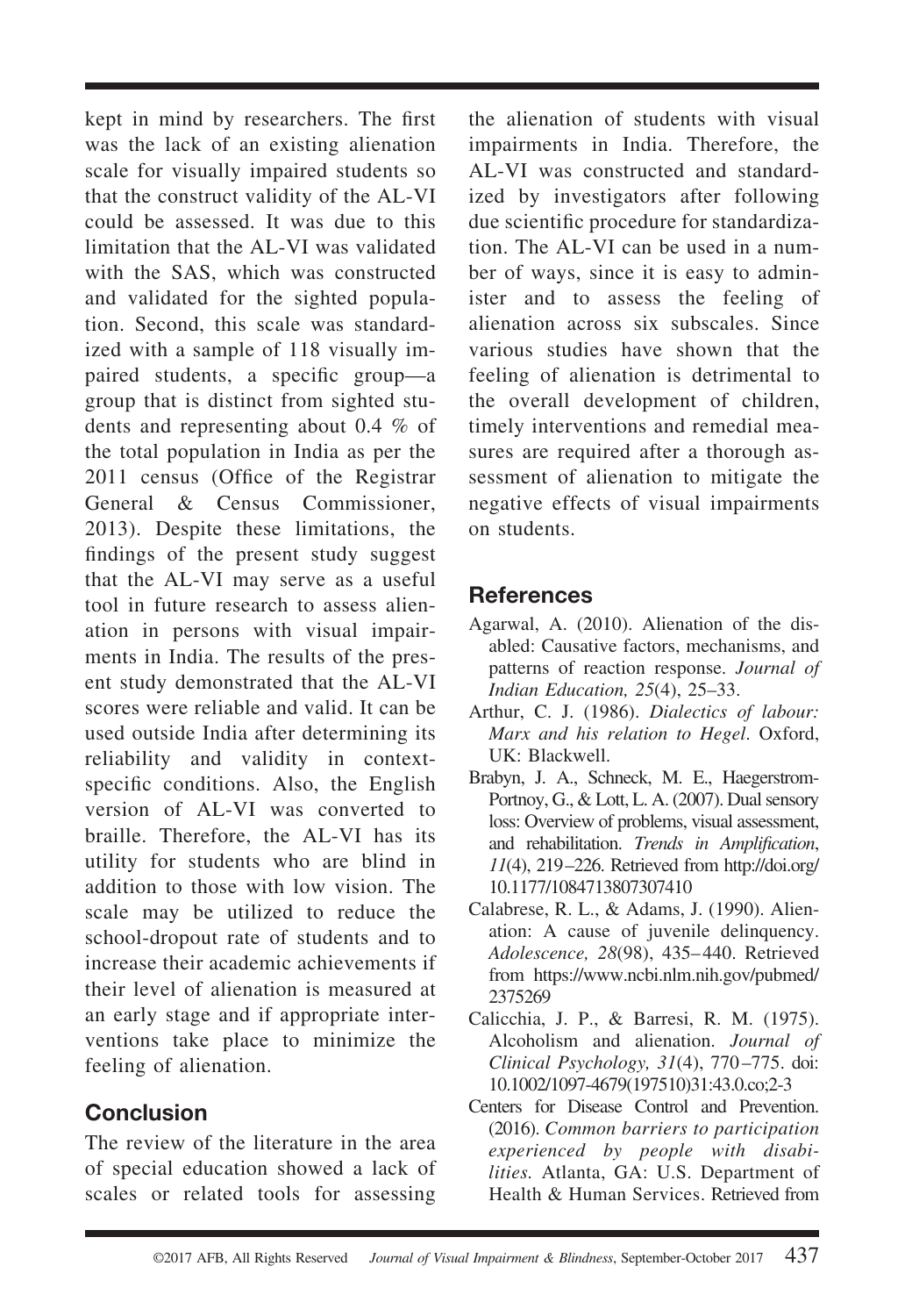kept in mind by researchers. The first was the lack of an existing alienation scale for visually impaired students so that the construct validity of the AL-VI could be assessed. It was due to this limitation that the AL-VI was validated with the SAS, which was constructed and validated for the sighted population. Second, this scale was standardized with a sample of 118 visually impaired students, a specific group—a group that is distinct from sighted students and representing about 0.4 % of the total population in India as per the 2011 census (Office of the Registrar General & Census Commissioner, 2013). Despite these limitations, the findings of the present study suggest that the AL-VI may serve as a useful tool in future research to assess alienation in persons with visual impairments in India. The results of the present study demonstrated that the AL-VI scores were reliable and valid. It can be used outside India after determining its reliability and validity in context-specific conditions. Also, the English version of AL-VI was converted to braille. Therefore, the AL-VI has its utility for students who are blind in addition to those with low vision. The scale may be utilized to reduce the school-dropout rate of students and to increase their academic achievements if their level of alienation is measured at an early stage and if appropriate interventions take place to minimize the feeling of alienation.

## Conclusion

The review of the literature in the area of special education showed a lack of scales or related tools for assessing the alienation of students with visual impairments in India. Therefore, the AL-VI was constructed and standardized by investigators after following due scientific procedure for standardization. The AL-VI can be used in a number of ways, since it is easy to administer and to assess the feeling of alienation across six subscales. Since various studies have shown that the feeling of alienation is detrimental to the overall development of children, timely interventions and remedial measures are required after a thorough assessment of alienation to mitigate the negative effects of visual impairments on students.

## References

Agarwal, A. (2010). Alienation of the disabled: Causative factors, mechanisms, and patterns of reaction response. *Journal of Indian Education, 25*(4), 25–33.

Arthur, C. J. (1986). *Dialectics of labour: Marx and his relation to Hegel*. Oxford, UK: Blackwell.

Brabyn, J. A., Schneck, M. E., Haegerstrom-Portnoy, G., & Lott, L. A. (2007). Dual sensory loss: Overview of problems, visual assessment, and rehabilitation. *Trends in Amplification*, *11*(4), 219–226. Retrieved from http://doi.org/10.1177/1084713807307410

Calabrese, R. L., & Adams, J. (1990). Alienation: A cause of juvenile delinquency. *Adolescence, 28*(98), 435–440. Retrieved from https://www.ncbi.nlm.nih.gov/pubmed/2375269

Calicchia, J. P., & Barresi, R. M. (1975). Alcoholism and alienation. *Journal of Clinical Psychology, 31*(4), 770–775. doi: 10.1002/1097-4679(197510)31:43.0.co;2-3

Centers for Disease Control and Prevention. (2016). *Common barriers to participation experienced by people with disabilities.* Atlanta, GA: U.S. Department of Health & Human Services. Retrieved from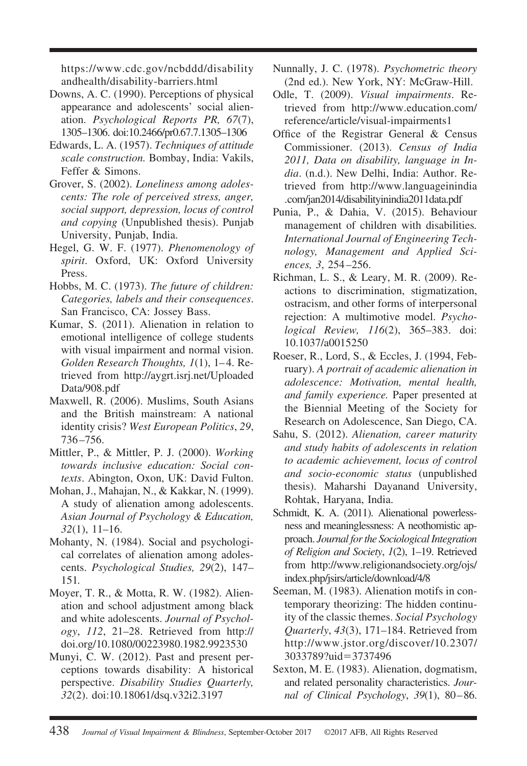https://www.cdc.gov/ncbddd/disabilityandhealth/disability-barriers.html

Downs, A. C. (1990). Perceptions of physical appearance and adolescents' social alienation. *Psychological Reports PR, 67*(7), 1305–1306. doi:10.2466/pr0.67.7.1305–1306

Edwards, L. A. (1957). *Techniques of attitude scale construction.* Bombay, India: Vakils, Feffer & Simons.

Grover, S. (2002). *Loneliness among adolescents: The role of perceived stress, anger, social support, depression, locus of control and copying* (Unpublished thesis). Punjab University, Punjab, India.

Hegel, G. W. F. (1977). *Phenomenology of spirit*. Oxford, UK: Oxford University Press.

Hobbs, M. C. (1973). *The future of children: Categories, labels and their consequences*. San Francisco, CA: Jossey Bass.

Kumar, S. (2011). Alienation in relation to emotional intelligence of college students with visual impairment and normal vision. *Golden Research Thoughts, 1*(1), 1–4. Retrieved from http://aygrt.isrj.net/UploadedData/908.pdf

Maxwell, R. (2006). Muslims, South Asians and the British mainstream: A national identity crisis? *West European Politics*, *29*, 736–756.

Mittler, P., & Mittler, P. J. (2000). *Working towards inclusive education: Social contexts*. Abington, Oxon, UK: David Fulton.

Mohan, J., Mahajan, N., & Kakkar, N. (1999). A study of alienation among adolescents. *Asian Journal of Psychology & Education, 32*(1), 11–16.

Mohanty, N. (1984). Social and psychological correlates of alienation among adolescents. *Psychological Studies, 29*(2), 147–151.

Moyer, T. R., & Motta, R. W. (1982). Alienation and school adjustment among black and white adolescents. *Journal of Psychology*, *112*, 21–28. Retrieved from http://doi.org/10.1080/00223980.1982.9923530

Munyi, C. W. (2012). Past and present perceptions towards disability: A historical perspective. *Disability Studies Quarterly, 32*(2). doi:10.18061/dsq.v32i2.3197

Nunnally, J. C. (1978). *Psychometric theory* (2nd ed.). New York, NY: McGraw-Hill.

Odle, T. (2009). *Visual impairments*. Retrieved from http://www.education.com/reference/article/visual-impairments1

Office of the Registrar General & Census Commissioner. (2013). *Census of India 2011, Data on disability, language in India*. (n.d.). New Delhi, India: Author. Retrieved from http://www.languageinindia.com/jan2014/disabilityinindia2011data.pdf

Punia, P., & Dahia, V. (2015). Behaviour management of children with disabilities. *International Journal of Engineering Technology, Management and Applied Sciences, 3*, 254–256.

Richman, L. S., & Leary, M. R. (2009). Reactions to discrimination, stigmatization, ostracism, and other forms of interpersonal rejection: A multimotive model. *Psychological Review, 116*(2), 365–383. doi:10.1037/a0015250

Roeser, R., Lord, S., & Eccles, J. (1994, February). *A portrait of academic alienation in adolescence: Motivation, mental health, and family experience.* Paper presented at the Biennial Meeting of the Society for Research on Adolescence, San Diego, CA.

Sahu, S. (2012). *Alienation, career maturity and study habits of adolescents in relation to academic achievement, locus of control and socio-economic status* (unpublished thesis). Maharshi Dayanand University, Rohtak, Haryana, India.

Schmidt, K. A. (2011). Alienational powerlessness and meaninglessness: A neothomistic approach. *Journal for the Sociological Integration of Religion and Society*, *1*(2), 1–19. Retrieved from http://www.religionandsociety.org/ojs/index.php/jsirs/article/download/4/8

Seeman, M. (1983). Alienation motifs in contemporary theorizing: The hidden continuity of the classic themes. *Social Psychology Quarterly*, *43*(3), 171–184. Retrieved from http://www.jstor.org/discover/10.2307/3033789?uid=3737496

Sexton, M. E. (1983). Alienation, dogmatism, and related personality characteristics. *Journal of Clinical Psychology*, *39*(1), 80–86.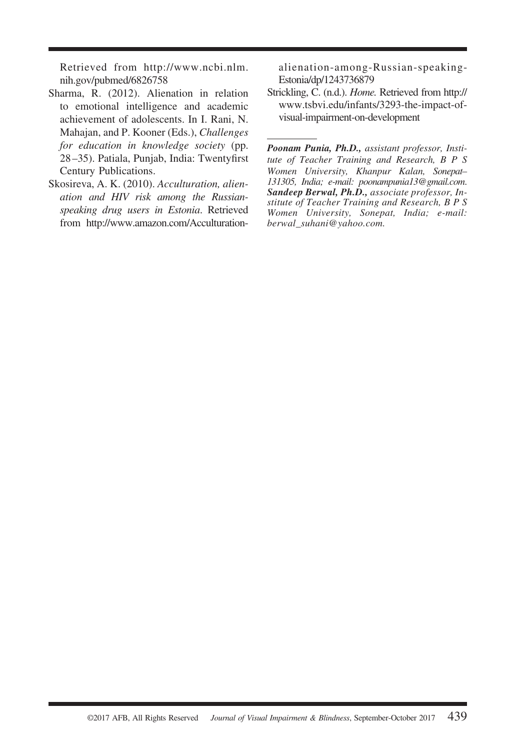Retrieved from http://www.ncbi.nlm.nih.gov/pubmed/6826758

Sharma, R. (2012). Alienation in relation to emotional intelligence and academic achievement of adolescents. In I. Rani, N. Mahajan, and P. Kooner (Eds.), *Challenges for education in knowledge society* (pp. 28–35). Patiala, Punjab, India: Twentyfirst Century Publications.

Skosireva, A. K. (2010). *Acculturation, alienation and HIV risk among the Russian-speaking drug users in Estonia*. Retrieved from http://www.amazon.com/Acculturation-alienation-among-Russian-speaking-Estonia/dp/1243736879

Strickling, C. (n.d.). *Home*. Retrieved from http://www.tsbvi.edu/infants/3293-the-impact-of-visual-impairment-on-development

---

***Poonam Punia, Ph.D.,*** *assistant professor, Institute of Teacher Training and Research, B P S Women University, Khanpur Kalan, Sonepat–131305, India; e-mail: poonampunia13@gmail.com.* ***Sandeep Berwal, Ph.D.,*** *associate professor, Institute of Teacher Training and Research, B P S Women University, Sonepat, India; e-mail: berwal_suhani@yahoo.com.*